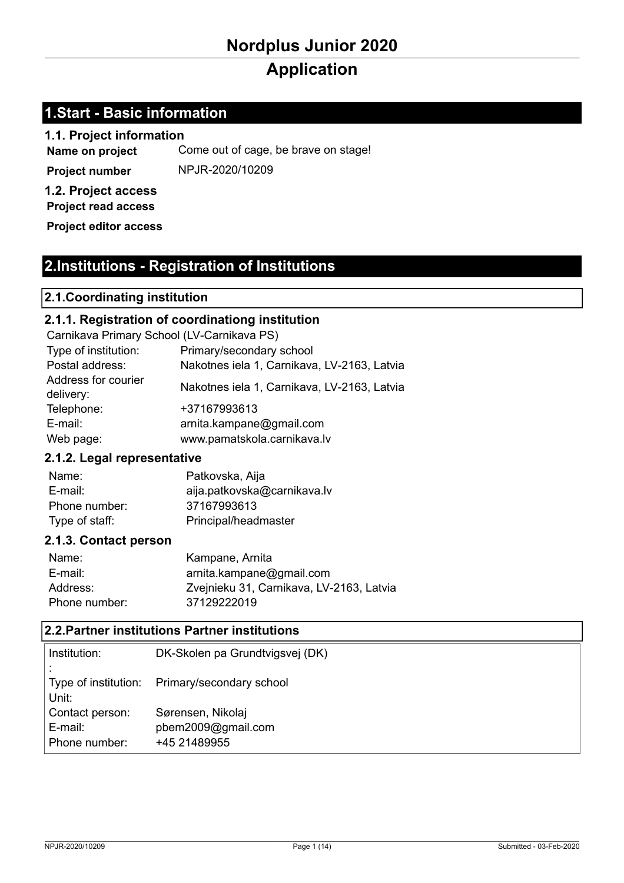# Nordplus Junior 2020

# Application

## 1.Start - Basic information

### 1.1. Project information

**Name on project** Come out of cage, be brave on stage!

**Project number** NPJR-2020/10209

### 1.2. Project access

**Project read access**

**Project editor access**

## 2.Institutions - Registration of Institutions

### 2.1.Coordinating institution

#### 2.1.1. Registration of coordinationg institution

Carnikava Primary School (LV-Carnikava PS)

| | |
|---|---|
| Type of institution: | Primary/secondary school |
| Postal address: | Nakotnes iela 1, Carnikava, LV-2163, Latvia |
| Address for courier delivery: | Nakotnes iela 1, Carnikava, LV-2163, Latvia |
| Telephone: | +37167993613 |
| E-mail: | arnita.kampane@gmail.com |
| Web page: | www.pamatskola.carnikava.lv |

#### 2.1.2. Legal representative

| | |
|---|---|
| Name: | Patkovska, Aija |
| E-mail: | aija.patkovska@carnikava.lv |
| Phone number: | 37167993613 |
| Type of staff: | Principal/headmaster |

#### 2.1.3. Contact person

| | |
|---|---|
| Name: | Kampane, Arnita |
| E-mail: | arnita.kampane@gmail.com |
| Address: | Zvejnieku 31, Carnikava, LV-2163, Latvia |
| Phone number: | 37129222019 |

### 2.2.Partner institutions Partner institutions

| | |
|---|---|
| Institution: | DK-Skolen pa Grundtvigsvej (DK) |
| Type of institution: | Primary/secondary school |
| Unit: | |
| Contact person: | Sørensen, Nikolaj |
| E-mail: | pbem2009@gmail.com |
| Phone number: | +45 21489955 |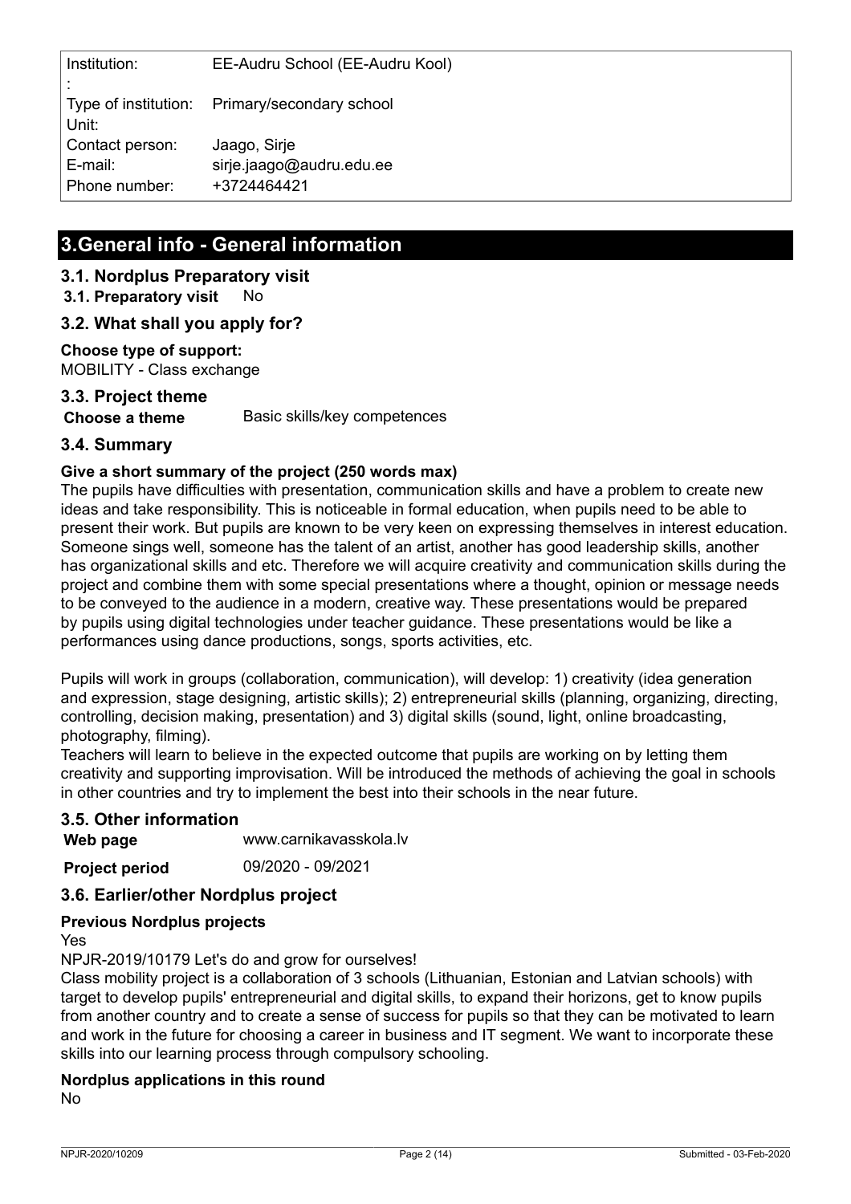| | |
|---|---|
| Institution: | EE-Audru School (EE-Audru Kool) |
| : | |
| Type of institution: | Primary/secondary school |
| Unit: | |
| Contact person: | Jaago, Sirje |
| E-mail: | sirje.jaago@audru.edu.ee |
| Phone number: | +3724464421 |

# 3.General info - General information

## 3.1. Nordplus Preparatory visit

**3.1. Preparatory visit** No

## 3.2. What shall you apply for?

**Choose type of support:**
MOBILITY - Class exchange

## 3.3. Project theme

**Choose a theme** Basic skills/key competences

## 3.4. Summary

**Give a short summary of the project (250 words max)**

The pupils have difficulties with presentation, communication skills and have a problem to create new ideas and take responsibility. This is noticeable in formal education, when pupils need to be able to present their work. But pupils are known to be very keen on expressing themselves in interest education. Someone sings well, someone has the talent of an artist, another has good leadership skills, another has organizational skills and etc. Therefore we will acquire creativity and communication skills during the project and combine them with some special presentations where a thought, opinion or message needs to be conveyed to the audience in a modern, creative way. These presentations would be prepared by pupils using digital technologies under teacher guidance. These presentations would be like a performances using dance productions, songs, sports activities, etc.

Pupils will work in groups (collaboration, communication), will develop: 1) creativity (idea generation and expression, stage designing, artistic skills); 2) entrepreneurial skills (planning, organizing, directing, controlling, decision making, presentation) and 3) digital skills (sound, light, online broadcasting, photography, filming).
Teachers will learn to believe in the expected outcome that pupils are working on by letting them creativity and supporting improvisation. Will be introduced the methods of achieving the goal in schools in other countries and try to implement the best into their schools in the near future.

## 3.5. Other information

**Web page** www.carnikavasskola.lv

**Project period** 09/2020 - 09/2021

## 3.6. Earlier/other Nordplus project

**Previous Nordplus projects**

Yes

NPJR-2019/10179 Let's do and grow for ourselves!

Class mobility project is a collaboration of 3 schools (Lithuanian, Estonian and Latvian schools) with target to develop pupils' entrepreneurial and digital skills, to expand their horizons, get to know pupils from another country and to create a sense of success for pupils so that they can be motivated to learn and work in the future for choosing a career in business and IT segment. We want to incorporate these skills into our learning process through compulsory schooling.

**Nordplus applications in this round**

No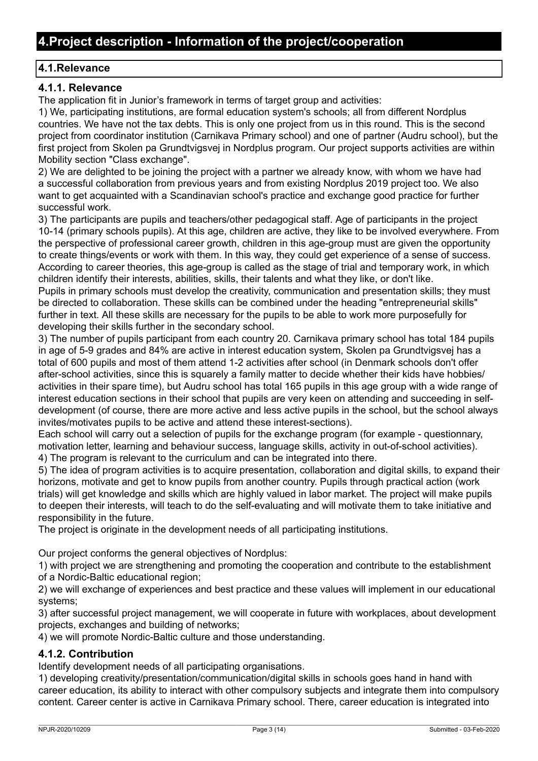# 4.Project description - Information of the project/cooperation

## 4.1.Relevance

### 4.1.1. Relevance

The application fit in Junior's framework in terms of target group and activities:

1) We, participating institutions, are formal education system's schools; all from different Nordplus countries. We have not the tax debts. This is only one project from us in this round. This is the second project from coordinator institution (Carnikava Primary school) and one of partner (Audru school), but the first project from Skolen pa Grundtvigsvej in Nordplus program. Our project supports activities are within Mobility section "Class exchange".

2) We are delighted to be joining the project with a partner we already know, with whom we have had a successful collaboration from previous years and from existing Nordplus 2019 project too. We also want to get acquainted with a Scandinavian school's practice and exchange good practice for further successful work.

3) The participants are pupils and teachers/other pedagogical staff. Age of participants in the project 10-14 (primary schools pupils). At this age, children are active, they like to be involved everywhere. From the perspective of professional career growth, children in this age-group must are given the opportunity to create things/events or work with them. In this way, they could get experience of a sense of success. According to career theories, this age-group is called as the stage of trial and temporary work, in which children identify their interests, abilities, skills, their talents and what they like, or don't like.

Pupils in primary schools must develop the creativity, communication and presentation skills; they must be directed to collaboration. These skills can be combined under the heading "entrepreneurial skills" further in text. All these skills are necessary for the pupils to be able to work more purposefully for developing their skills further in the secondary school.

3) The number of pupils participant from each country 20. Carnikava primary school has total 184 pupils in age of 5-9 grades and 84% are active in interest education system, Skolen pa Grundtvigsvej has a total of 600 pupils and most of them attend 1-2 activities after school (in Denmark schools don't offer after-school activities, since this is squarely a family matter to decide whether their kids have hobbies/ activities in their spare time), but Audru school has total 165 pupils in this age group with a wide range of interest education sections in their school that pupils are very keen on attending and succeeding in self-development (of course, there are more active and less active pupils in the school, but the school always invites/motivates pupils to be active and attend these interest-sections).

Each school will carry out a selection of pupils for the exchange program (for example - questionnary, motivation letter, learning and behaviour success, language skills, activity in out-of-school activities).

4) The program is relevant to the curriculum and can be integrated into there.

5) The idea of program activities is to acquire presentation, collaboration and digital skills, to expand their horizons, motivate and get to know pupils from another country. Pupils through practical action (work trials) will get knowledge and skills which are highly valued in labor market. The project will make pupils to deepen their interests, will teach to do the self-evaluating and will motivate them to take initiative and responsibility in the future.

The project is originate in the development needs of all participating institutions.

Our project conforms the general objectives of Nordplus:

1) with project we are strengthening and promoting the cooperation and contribute to the establishment of a Nordic-Baltic educational region;

2) we will exchange of experiences and best practice and these values will implement in our educational systems;

3) after successful project management, we will cooperate in future with workplaces, about development projects, exchanges and building of networks;

4) we will promote Nordic-Baltic culture and those understanding.

### 4.1.2. Contribution

Identify development needs of all participating organisations.

1) developing creativity/presentation/communication/digital skills in schools goes hand in hand with career education, its ability to interact with other compulsory subjects and integrate them into compulsory content. Career center is active in Carnikava Primary school. There, career education is integrated into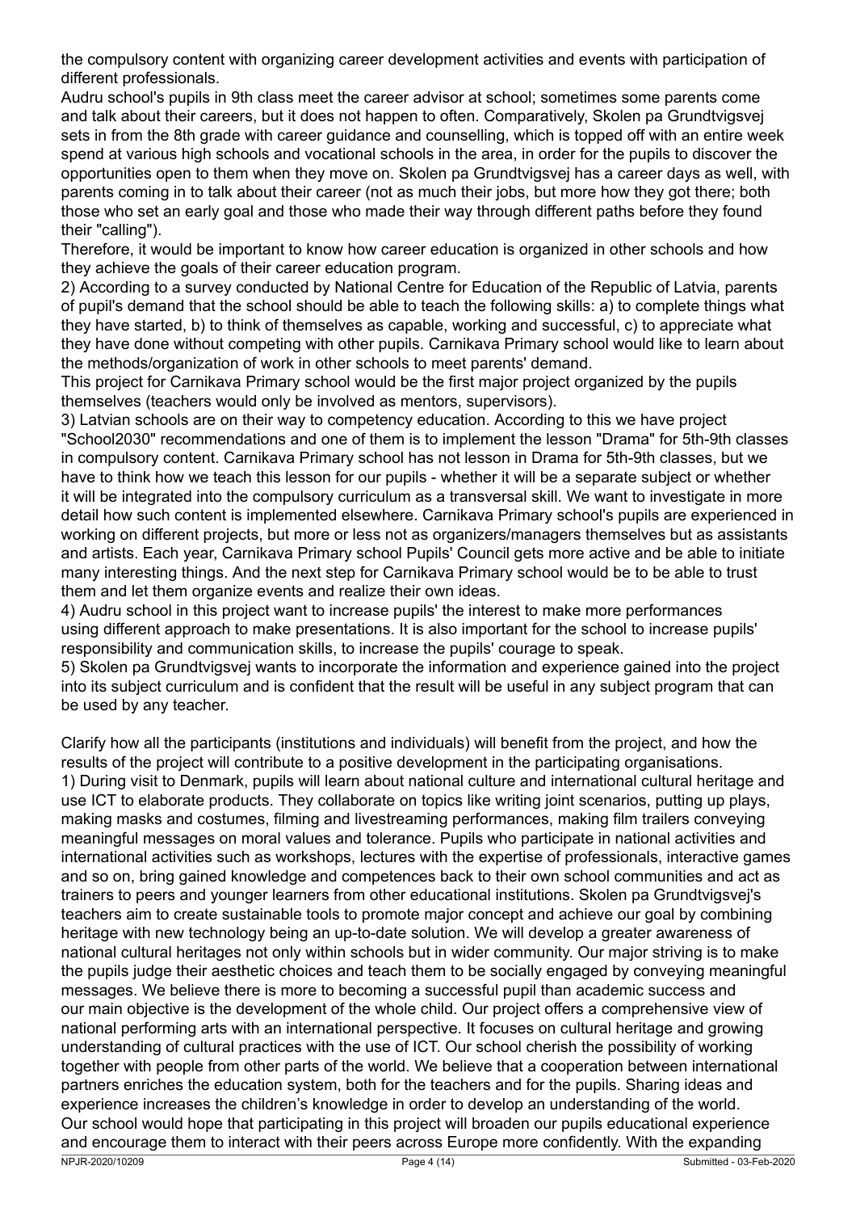the compulsory content with organizing career development activities and events with participation of different professionals.
Audru school's pupils in 9th class meet the career advisor at school; sometimes some parents come and talk about their careers, but it does not happen to often. Comparatively, Skolen pa Grundtvigsvej sets in from the 8th grade with career guidance and counselling, which is topped off with an entire week spend at various high schools and vocational schools in the area, in order for the pupils to discover the opportunities open to them when they move on. Skolen pa Grundtvigsvej has a career days as well, with parents coming in to talk about their career (not as much their jobs, but more how they got there; both those who set an early goal and those who made their way through different paths before they found their "calling").
Therefore, it would be important to know how career education is organized in other schools and how they achieve the goals of their career education program.
2) According to a survey conducted by National Centre for Education of the Republic of Latvia, parents of pupil's demand that the school should be able to teach the following skills: a) to complete things what they have started, b) to think of themselves as capable, working and successful, c) to appreciate what they have done without competing with other pupils. Carnikava Primary school would like to learn about the methods/organization of work in other schools to meet parents' demand.
This project for Carnikava Primary school would be the first major project organized by the pupils themselves (teachers would only be involved as mentors, supervisors).
3) Latvian schools are on their way to competency education. According to this we have project "School2030" recommendations and one of them is to implement the lesson "Drama" for 5th-9th classes in compulsory content. Carnikava Primary school has not lesson in Drama for 5th-9th classes, but we have to think how we teach this lesson for our pupils - whether it will be a separate subject or whether it will be integrated into the compulsory curriculum as a transversal skill. We want to investigate in more detail how such content is implemented elsewhere. Carnikava Primary school's pupils are experienced in working on different projects, but more or less not as organizers/managers themselves but as assistants and artists. Each year, Carnikava Primary school Pupils' Council gets more active and be able to initiate many interesting things. And the next step for Carnikava Primary school would be to be able to trust them and let them organize events and realize their own ideas.
4) Audru school in this project want to increase pupils' the interest to make more performances using different approach to make presentations. It is also important for the school to increase pupils' responsibility and communication skills, to increase the pupils' courage to speak.
5) Skolen pa Grundtvigsvej wants to incorporate the information and experience gained into the project into its subject curriculum and is confident that the result will be useful in any subject program that can be used by any teacher.

Clarify how all the participants (institutions and individuals) will benefit from the project, and how the results of the project will contribute to a positive development in the participating organisations.
1) During visit to Denmark, pupils will learn about national culture and international cultural heritage and use ICT to elaborate products. They collaborate on topics like writing joint scenarios, putting up plays, making masks and costumes, filming and livestreaming performances, making film trailers conveying meaningful messages on moral values and tolerance. Pupils who participate in national activities and international activities such as workshops, lectures with the expertise of professionals, interactive games and so on, bring gained knowledge and competences back to their own school communities and act as trainers to peers and younger learners from other educational institutions. Skolen pa Grundtvigsvej's teachers aim to create sustainable tools to promote major concept and achieve our goal by combining heritage with new technology being an up-to-date solution. We will develop a greater awareness of national cultural heritages not only within schools but in wider community. Our major striving is to make the pupils judge their aesthetic choices and teach them to be socially engaged by conveying meaningful messages. We believe there is more to becoming a successful pupil than academic success and our main objective is the development of the whole child. Our project offers a comprehensive view of national performing arts with an international perspective. It focuses on cultural heritage and growing understanding of cultural practices with the use of ICT. Our school cherish the possibility of working together with people from other parts of the world. We believe that a cooperation between international partners enriches the education system, both for the teachers and for the pupils. Sharing ideas and experience increases the children's knowledge in order to develop an understanding of the world.
Our school would hope that participating in this project will broaden our pupils educational experience and encourage them to interact with their peers across Europe more confidently. With the expanding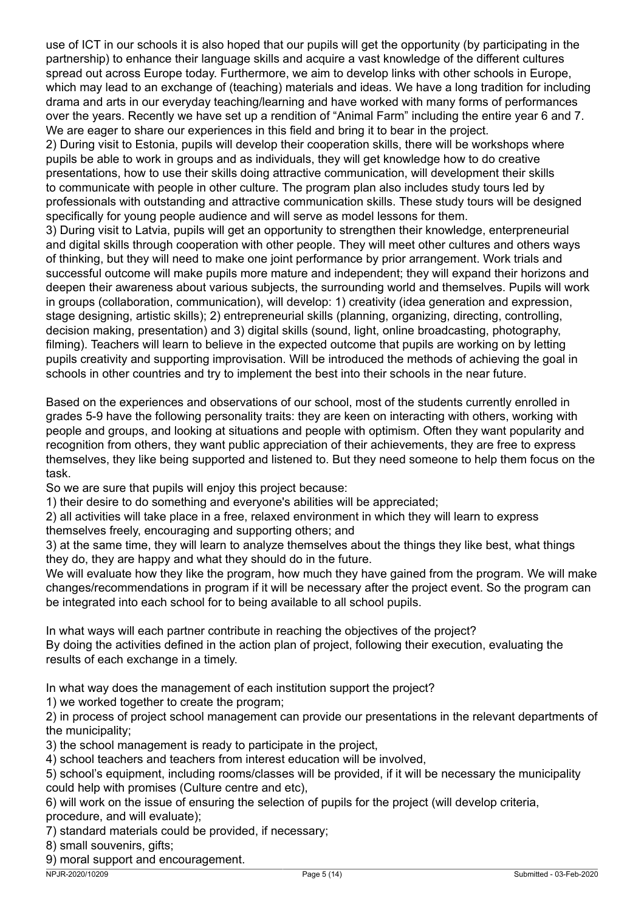use of ICT in our schools it is also hoped that our pupils will get the opportunity (by participating in the partnership) to enhance their language skills and acquire a vast knowledge of the different cultures spread out across Europe today. Furthermore, we aim to develop links with other schools in Europe, which may lead to an exchange of (teaching) materials and ideas. We have a long tradition for including drama and arts in our everyday teaching/learning and have worked with many forms of performances over the years. Recently we have set up a rendition of "Animal Farm" including the entire year 6 and 7. We are eager to share our experiences in this field and bring it to bear in the project.

2) During visit to Estonia, pupils will develop their cooperation skills, there will be workshops where pupils be able to work in groups and as individuals, they will get knowledge how to do creative presentations, how to use their skills doing attractive communication, will development their skills to communicate with people in other culture. The program plan also includes study tours led by professionals with outstanding and attractive communication skills. These study tours will be designed specifically for young people audience and will serve as model lessons for them.

3) During visit to Latvia, pupils will get an opportunity to strengthen their knowledge, enterpreneurial and digital skills through cooperation with other people. They will meet other cultures and others ways of thinking, but they will need to make one joint performance by prior arrangement. Work trials and successful outcome will make pupils more mature and independent; they will expand their horizons and deepen their awareness about various subjects, the surrounding world and themselves. Pupils will work in groups (collaboration, communication), will develop: 1) creativity (idea generation and expression, stage designing, artistic skills); 2) entrepreneurial skills (planning, organizing, directing, controlling, decision making, presentation) and 3) digital skills (sound, light, online broadcasting, photography, filming). Teachers will learn to believe in the expected outcome that pupils are working on by letting pupils creativity and supporting improvisation. Will be introduced the methods of achieving the goal in schools in other countries and try to implement the best into their schools in the near future.

Based on the experiences and observations of our school, most of the students currently enrolled in grades 5-9 have the following personality traits: they are keen on interacting with others, working with people and groups, and looking at situations and people with optimism. Often they want popularity and recognition from others, they want public appreciation of their achievements, they are free to express themselves, they like being supported and listened to. But they need someone to help them focus on the task.

So we are sure that pupils will enjoy this project because:

1) their desire to do something and everyone's abilities will be appreciated;

2) all activities will take place in a free, relaxed environment in which they will learn to express themselves freely, encouraging and supporting others; and

3) at the same time, they will learn to analyze themselves about the things they like best, what things they do, they are happy and what they should do in the future.

We will evaluate how they like the program, how much they have gained from the program. We will make changes/recommendations in program if it will be necessary after the project event. So the program can be integrated into each school for to being available to all school pupils.

In what ways will each partner contribute in reaching the objectives of the project?

By doing the activities defined in the action plan of project, following their execution, evaluating the results of each exchange in a timely.

In what way does the management of each institution support the project?

1) we worked together to create the program;

2) in process of project school management can provide our presentations in the relevant departments of the municipality;

3) the school management is ready to participate in the project,

4) school teachers and teachers from interest education will be involved,

5) school's equipment, including rooms/classes will be provided, if it will be necessary the municipality could help with promises (Culture centre and etc),

6) will work on the issue of ensuring the selection of pupils for the project (will develop criteria, procedure, and will evaluate);

7) standard materials could be provided, if necessary;

8) small souvenirs, gifts;

9) moral support and encouragement.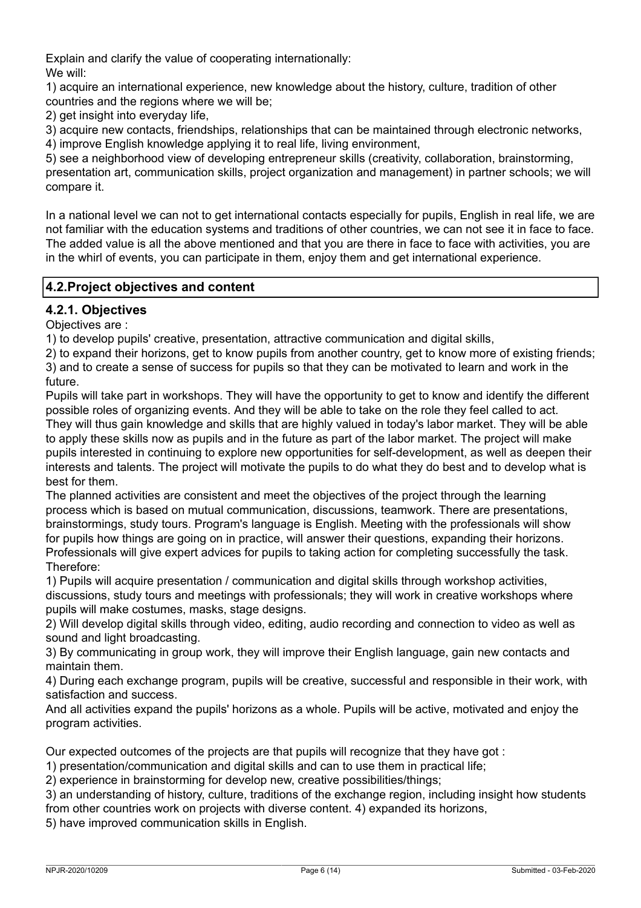Explain and clarify the value of cooperating internationally:
We will:

1) acquire an international experience, new knowledge about the history, culture, tradition of other countries and the regions where we will be;
2) get insight into everyday life,
3) acquire new contacts, friendships, relationships that can be maintained through electronic networks,
4) improve English knowledge applying it to real life, living environment,
5) see a neighborhood view of developing entrepreneur skills (creativity, collaboration, brainstorming, presentation art, communication skills, project organization and management) in partner schools; we will compare it.

In a national level we can not to get international contacts especially for pupils, English in real life, we are not familiar with the education systems and traditions of other countries, we can not see it in face to face. The added value is all the above mentioned and that you are there in face to face with activities, you are in the whirl of events, you can participate in them, enjoy them and get international experience.

## 4.2.Project objectives and content

### 4.2.1. Objectives

Objectives are :

1) to develop pupils' creative, presentation, attractive communication and digital skills,
2) to expand their horizons, get to know pupils from another country, get to know more of existing friends;
3) and to create a sense of success for pupils so that they can be motivated to learn and work in the future.

Pupils will take part in workshops. They will have the opportunity to get to know and identify the different possible roles of organizing events. And they will be able to take on the role they feel called to act. They will thus gain knowledge and skills that are highly valued in today's labor market. They will be able to apply these skills now as pupils and in the future as part of the labor market. The project will make pupils interested in continuing to explore new opportunities for self-development, as well as deepen their interests and talents. The project will motivate the pupils to do what they do best and to develop what is best for them.

The planned activities are consistent and meet the objectives of the project through the learning process which is based on mutual communication, discussions, teamwork. There are presentations, brainstormings, study tours. Program's language is English. Meeting with the professionals will show for pupils how things are going on in practice, will answer their questions, expanding their horizons. Professionals will give expert advices for pupils to taking action for completing successfully the task. Therefore:

1) Pupils will acquire presentation / communication and digital skills through workshop activities, discussions, study tours and meetings with professionals; they will work in creative workshops where pupils will make costumes, masks, stage designs.
2) Will develop digital skills through video, editing, audio recording and connection to video as well as sound and light broadcasting.
3) By communicating in group work, they will improve their English language, gain new contacts and maintain them.
4) During each exchange program, pupils will be creative, successful and responsible in their work, with satisfaction and success.

And all activities expand the pupils' horizons as a whole. Pupils will be active, motivated and enjoy the program activities.

Our expected outcomes of the projects are that pupils will recognize that they have got :

1) presentation/communication and digital skills and can to use them in practical life;
2) experience in brainstorming for develop new, creative possibilities/things;
3) an understanding of history, culture, traditions of the exchange region, including insight how students from other countries work on projects with diverse content. 4) expanded its horizons,
5) have improved communication skills in English.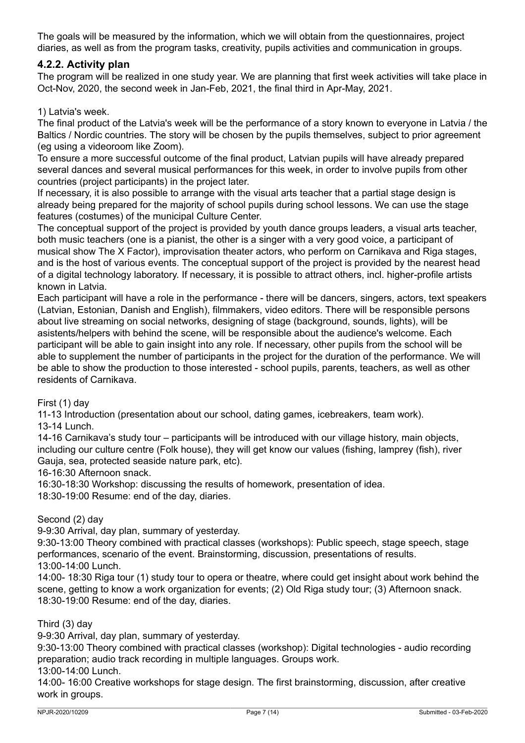The goals will be measured by the information, which we will obtain from the questionnaires, project diaries, as well as from the program tasks, creativity, pupils activities and communication in groups.

### 4.2.2. Activity plan

The program will be realized in one study year. We are planning that first week activities will take place in Oct-Nov, 2020, the second week in Jan-Feb, 2021, the final third in Apr-May, 2021.

1) Latvia's week.

The final product of the Latvia's week will be the performance of a story known to everyone in Latvia / the Baltics / Nordic countries. The story will be chosen by the pupils themselves, subject to prior agreement (eg using a videoroom like Zoom).

To ensure a more successful outcome of the final product, Latvian pupils will have already prepared several dances and several musical performances for this week, in order to involve pupils from other countries (project participants) in the project later.

If necessary, it is also possible to arrange with the visual arts teacher that a partial stage design is already being prepared for the majority of school pupils during school lessons. We can use the stage features (costumes) of the municipal Culture Center.

The conceptual support of the project is provided by youth dance groups leaders, a visual arts teacher, both music teachers (one is a pianist, the other is a singer with a very good voice, a participant of musical show The X Factor), improvisation theater actors, who perform on Carnikava and Riga stages, and is the host of various events. The conceptual support of the project is provided by the nearest head of a digital technology laboratory. If necessary, it is possible to attract others, incl. higher-profile artists known in Latvia.

Each participant will have a role in the performance - there will be dancers, singers, actors, text speakers (Latvian, Estonian, Danish and English), filmmakers, video editors. There will be responsible persons about live streaming on social networks, designing of stage (background, sounds, lights), will be asistents/helpers with behind the scene, will be responsible about the audience's welcome. Each participant will be able to gain insight into any role. If necessary, other pupils from the school will be able to supplement the number of participants in the project for the duration of the performance. We will be able to show the production to those interested - school pupils, parents, teachers, as well as other residents of Carnikava.

First (1) day

11-13 Introduction (presentation about our school, dating games, icebreakers, team work).

13-14 Lunch.

14-16 Carnikava's study tour – participants will be introduced with our village history, main objects, including our culture centre (Folk house), they will get know our values (fishing, lamprey (fish), river Gauja, sea, protected seaside nature park, etc).

16-16:30 Afternoon snack.

16:30-18:30 Workshop: discussing the results of homework, presentation of idea.

18:30-19:00 Resume: end of the day, diaries.

Second (2) day

9-9:30 Arrival, day plan, summary of yesterday.

9:30-13:00 Theory combined with practical classes (workshops): Public speech, stage speech, stage performances, scenario of the event. Brainstorming, discussion, presentations of results.

13:00-14:00 Lunch.

14:00- 18:30 Riga tour (1) study tour to opera or theatre, where could get insight about work behind the scene, getting to know a work organization for events; (2) Old Riga study tour; (3) Afternoon snack.

18:30-19:00 Resume: end of the day, diaries.

Third (3) day

9-9:30 Arrival, day plan, summary of yesterday.

9:30-13:00 Theory combined with practical classes (workshop): Digital technologies - audio recording preparation; audio track recording in multiple languages. Groups work.

13:00-14:00 Lunch.

14:00- 16:00 Creative workshops for stage design. The first brainstorming, discussion, after creative work in groups.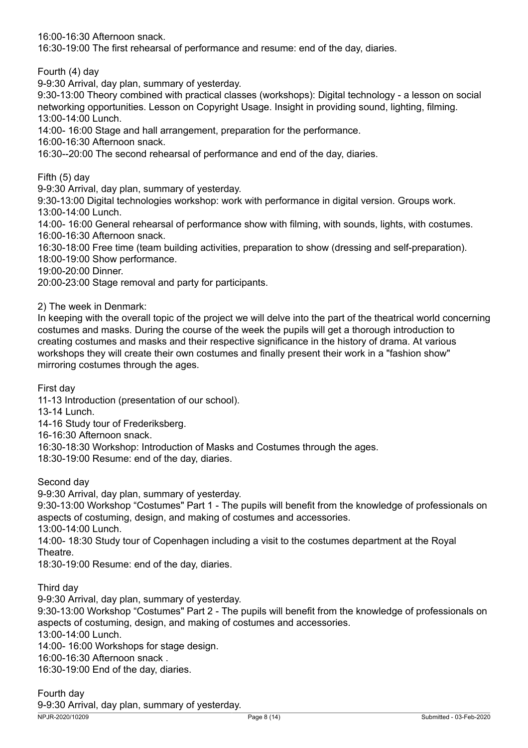16:00-16:30 Afternoon snack.
16:30-19:00 The first rehearsal of performance and resume: end of the day, diaries.

Fourth (4) day
9-9:30 Arrival, day plan, summary of yesterday.
9:30-13:00 Theory combined with practical classes (workshops): Digital technology - a lesson on social networking opportunities. Lesson on Copyright Usage. Insight in providing sound, lighting, filming.
13:00-14:00 Lunch.
14:00- 16:00 Stage and hall arrangement, preparation for the performance.
16:00-16:30 Afternoon snack.
16:30--20:00 The second rehearsal of performance and end of the day, diaries.

Fifth (5) day
9-9:30 Arrival, day plan, summary of yesterday.
9:30-13:00 Digital technologies workshop: work with performance in digital version. Groups work.
13:00-14:00 Lunch.
14:00- 16:00 General rehearsal of performance show with filming, with sounds, lights, with costumes.
16:00-16:30 Afternoon snack.
16:30-18:00 Free time (team building activities, preparation to show (dressing and self-preparation).
18:00-19:00 Show performance.
19:00-20:00 Dinner.
20:00-23:00 Stage removal and party for participants.

2) The week in Denmark:
In keeping with the overall topic of the project we will delve into the part of the theatrical world concerning costumes and masks. During the course of the week the pupils will get a thorough introduction to creating costumes and masks and their respective significance in the history of drama. At various workshops they will create their own costumes and finally present their work in a "fashion show" mirroring costumes through the ages.

First day
11-13 Introduction (presentation of our school).
13-14 Lunch.
14-16 Study tour of Frederiksberg.
16-16:30 Afternoon snack.
16:30-18:30 Workshop: Introduction of Masks and Costumes through the ages.
18:30-19:00 Resume: end of the day, diaries.

Second day
9-9:30 Arrival, day plan, summary of yesterday.
9:30-13:00 Workshop "Costumes" Part 1 - The pupils will benefit from the knowledge of professionals on aspects of costuming, design, and making of costumes and accessories.
13:00-14:00 Lunch.
14:00- 18:30 Study tour of Copenhagen including a visit to the costumes department at the Royal Theatre.
18:30-19:00 Resume: end of the day, diaries.

Third day
9-9:30 Arrival, day plan, summary of yesterday.
9:30-13:00 Workshop "Costumes" Part 2 - The pupils will benefit from the knowledge of professionals on aspects of costuming, design, and making of costumes and accessories.
13:00-14:00 Lunch.
14:00- 16:00 Workshops for stage design.
16:00-16:30 Afternoon snack .
16:30-19:00 End of the day, diaries.

Fourth day
9-9:30 Arrival, day plan, summary of yesterday.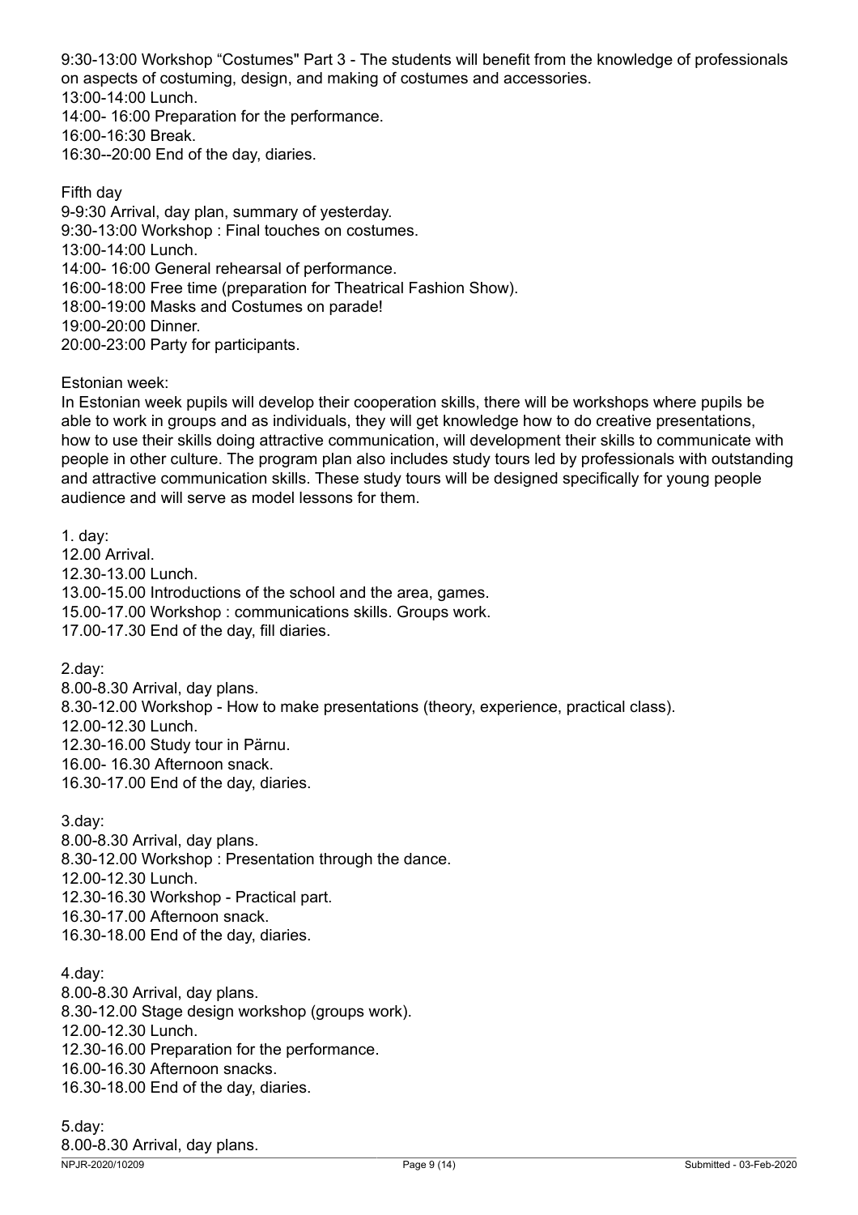9:30-13:00 Workshop "Costumes" Part 3 - The students will benefit from the knowledge of professionals on aspects of costuming, design, and making of costumes and accessories.
13:00-14:00 Lunch.
14:00- 16:00 Preparation for the performance.
16:00-16:30 Break.
16:30--20:00 End of the day, diaries.

Fifth day
9-9:30 Arrival, day plan, summary of yesterday.
9:30-13:00 Workshop : Final touches on costumes.
13:00-14:00 Lunch.
14:00- 16:00 General rehearsal of performance.
16:00-18:00 Free time (preparation for Theatrical Fashion Show).
18:00-19:00 Masks and Costumes on parade!
19:00-20:00 Dinner.
20:00-23:00 Party for participants.

Estonian week:
In Estonian week pupils will develop their cooperation skills, there will be workshops where pupils be able to work in groups and as individuals, they will get knowledge how to do creative presentations, how to use their skills doing attractive communication, will development their skills to communicate with people in other culture. The program plan also includes study tours led by professionals with outstanding and attractive communication skills. These study tours will be designed specifically for young people audience and will serve as model lessons for them.

1. day:
12.00 Arrival.
12.30-13.00 Lunch.
13.00-15.00 Introductions of the school and the area, games.
15.00-17.00 Workshop : communications skills. Groups work.
17.00-17.30 End of the day, fill diaries.

2.day:
8.00-8.30 Arrival, day plans.
8.30-12.00 Workshop - How to make presentations (theory, experience, practical class).
12.00-12.30 Lunch.
12.30-16.00 Study tour in Pärnu.
16.00- 16.30 Afternoon snack.
16.30-17.00 End of the day, diaries.

3.day:
8.00-8.30 Arrival, day plans.
8.30-12.00 Workshop : Presentation through the dance.
12.00-12.30 Lunch.
12.30-16.30 Workshop - Practical part.
16.30-17.00 Afternoon snack.
16.30-18.00 End of the day, diaries.

4.day:
8.00-8.30 Arrival, day plans.
8.30-12.00 Stage design workshop (groups work).
12.00-12.30 Lunch.
12.30-16.00 Preparation for the performance.
16.00-16.30 Afternoon snacks.
16.30-18.00 End of the day, diaries.

5.day:
8.00-8.30 Arrival, day plans.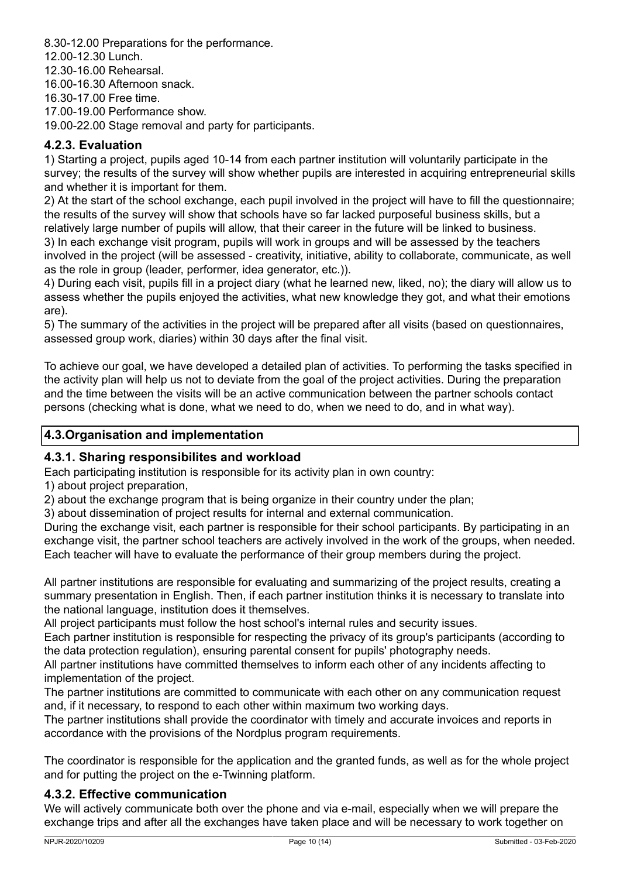8.30-12.00 Preparations for the performance.
12.00-12.30 Lunch.
12.30-16.00 Rehearsal.
16.00-16.30 Afternoon snack.
16.30-17.00 Free time.
17.00-19.00 Performance show.
19.00-22.00 Stage removal and party for participants.

### 4.2.3. Evaluation

1) Starting a project, pupils aged 10-14 from each partner institution will voluntarily participate in the survey; the results of the survey will show whether pupils are interested in acquiring entrepreneurial skills and whether it is important for them.
2) At the start of the school exchange, each pupil involved in the project will have to fill the questionnaire; the results of the survey will show that schools have so far lacked purposeful business skills, but a relatively large number of pupils will allow, that their career in the future will be linked to business.
3) In each exchange visit program, pupils will work in groups and will be assessed by the teachers involved in the project (will be assessed - creativity, initiative, ability to collaborate, communicate, as well as the role in group (leader, performer, idea generator, etc.)).
4) During each visit, pupils fill in a project diary (what he learned new, liked, no); the diary will allow us to assess whether the pupils enjoyed the activities, what new knowledge they got, and what their emotions are).
5) The summary of the activities in the project will be prepared after all visits (based on questionnaires, assessed group work, diaries) within 30 days after the final visit.

To achieve our goal, we have developed a detailed plan of activities. To performing the tasks specified in the activity plan will help us not to deviate from the goal of the project activities. During the preparation and the time between the visits will be an active communication between the partner schools contact persons (checking what is done, what we need to do, when we need to do, and in what way).

## 4.3.Organisation and implementation

### 4.3.1. Sharing responsibilites and workload

Each participating institution is responsible for its activity plan in own country:
1) about project preparation,
2) about the exchange program that is being organize in their country under the plan;
3) about dissemination of project results for internal and external communication.
During the exchange visit, each partner is responsible for their school participants. By participating in an exchange visit, the partner school teachers are actively involved in the work of the groups, when needed. Each teacher will have to evaluate the performance of their group members during the project.

All partner institutions are responsible for evaluating and summarizing of the project results, creating a summary presentation in English. Then, if each partner institution thinks it is necessary to translate into the national language, institution does it themselves.
All project participants must follow the host school's internal rules and security issues.
Each partner institution is responsible for respecting the privacy of its group's participants (according to the data protection regulation), ensuring parental consent for pupils' photography needs.
All partner institutions have committed themselves to inform each other of any incidents affecting to implementation of the project.
The partner institutions are committed to communicate with each other on any communication request and, if it necessary, to respond to each other within maximum two working days.
The partner institutions shall provide the coordinator with timely and accurate invoices and reports in accordance with the provisions of the Nordplus program requirements.

The coordinator is responsible for the application and the granted funds, as well as for the whole project and for putting the project on the e-Twinning platform.

### 4.3.2. Effective communication

We will actively communicate both over the phone and via e-mail, especially when we will prepare the exchange trips and after all the exchanges have taken place and will be necessary to work together on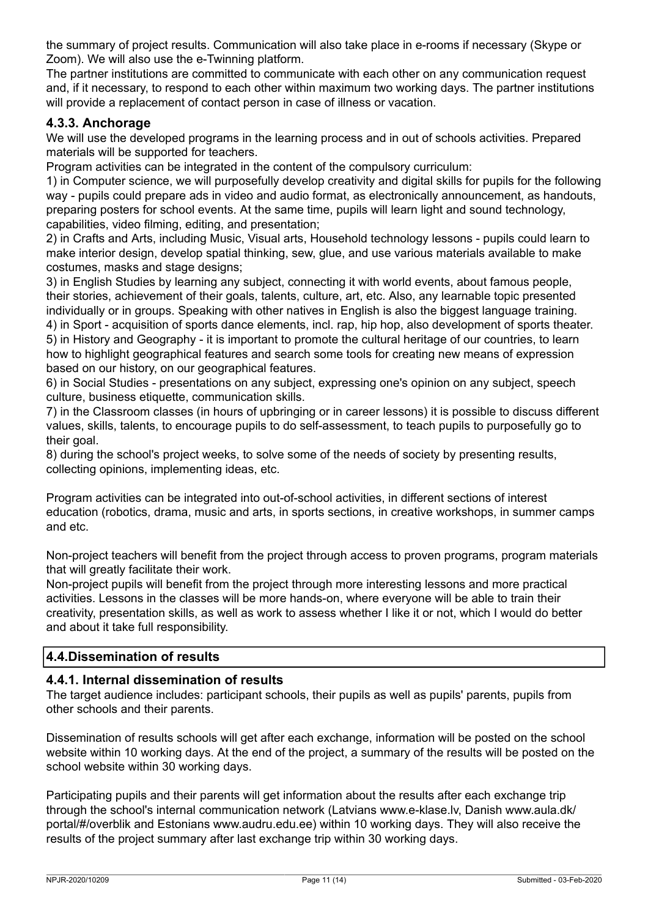the summary of project results. Communication will also take place in e-rooms if necessary (Skype or Zoom). We will also use the e-Twinning platform.

The partner institutions are committed to communicate with each other on any communication request and, if it necessary, to respond to each other within maximum two working days. The partner institutions will provide a replacement of contact person in case of illness or vacation.

### 4.3.3. Anchorage

We will use the developed programs in the learning process and in out of schools activities. Prepared materials will be supported for teachers.

Program activities can be integrated in the content of the compulsory curriculum:

1) in Computer science, we will purposefully develop creativity and digital skills for pupils for the following way - pupils could prepare ads in video and audio format, as electronically announcement, as handouts, preparing posters for school events. At the same time, pupils will learn light and sound technology, capabilities, video filming, editing, and presentation;

2) in Crafts and Arts, including Music, Visual arts, Household technology lessons - pupils could learn to make interior design, develop spatial thinking, sew, glue, and use various materials available to make costumes, masks and stage designs;

3) in English Studies by learning any subject, connecting it with world events, about famous people, their stories, achievement of their goals, talents, culture, art, etc. Also, any learnable topic presented individually or in groups. Speaking with other natives in English is also the biggest language training.

4) in Sport - acquisition of sports dance elements, incl. rap, hip hop, also development of sports theater.

5) in History and Geography - it is important to promote the cultural heritage of our countries, to learn how to highlight geographical features and search some tools for creating new means of expression based on our history, on our geographical features.

6) in Social Studies - presentations on any subject, expressing one's opinion on any subject, speech culture, business etiquette, communication skills.

7) in the Classroom classes (in hours of upbringing or in career lessons) it is possible to discuss different values, skills, talents, to encourage pupils to do self-assessment, to teach pupils to purposefully go to their goal.

8) during the school's project weeks, to solve some of the needs of society by presenting results, collecting opinions, implementing ideas, etc.

Program activities can be integrated into out-of-school activities, in different sections of interest education (robotics, drama, music and arts, in sports sections, in creative workshops, in summer camps and etc.

Non-project teachers will benefit from the project through access to proven programs, program materials that will greatly facilitate their work.

Non-project pupils will benefit from the project through more interesting lessons and more practical activities. Lessons in the classes will be more hands-on, where everyone will be able to train their creativity, presentation skills, as well as work to assess whether I like it or not, which I would do better and about it take full responsibility.

## 4.4.Dissemination of results

### 4.4.1. Internal dissemination of results

The target audience includes: participant schools, their pupils as well as pupils' parents, pupils from other schools and their parents.

Dissemination of results schools will get after each exchange, information will be posted on the school website within 10 working days. At the end of the project, a summary of the results will be posted on the school website within 30 working days.

Participating pupils and their parents will get information about the results after each exchange trip through the school's internal communication network (Latvians www.e-klase.lv, Danish www.aula.dk/portal/#/overblik and Estonians www.audru.edu.ee) within 10 working days. They will also receive the results of the project summary after last exchange trip within 30 working days.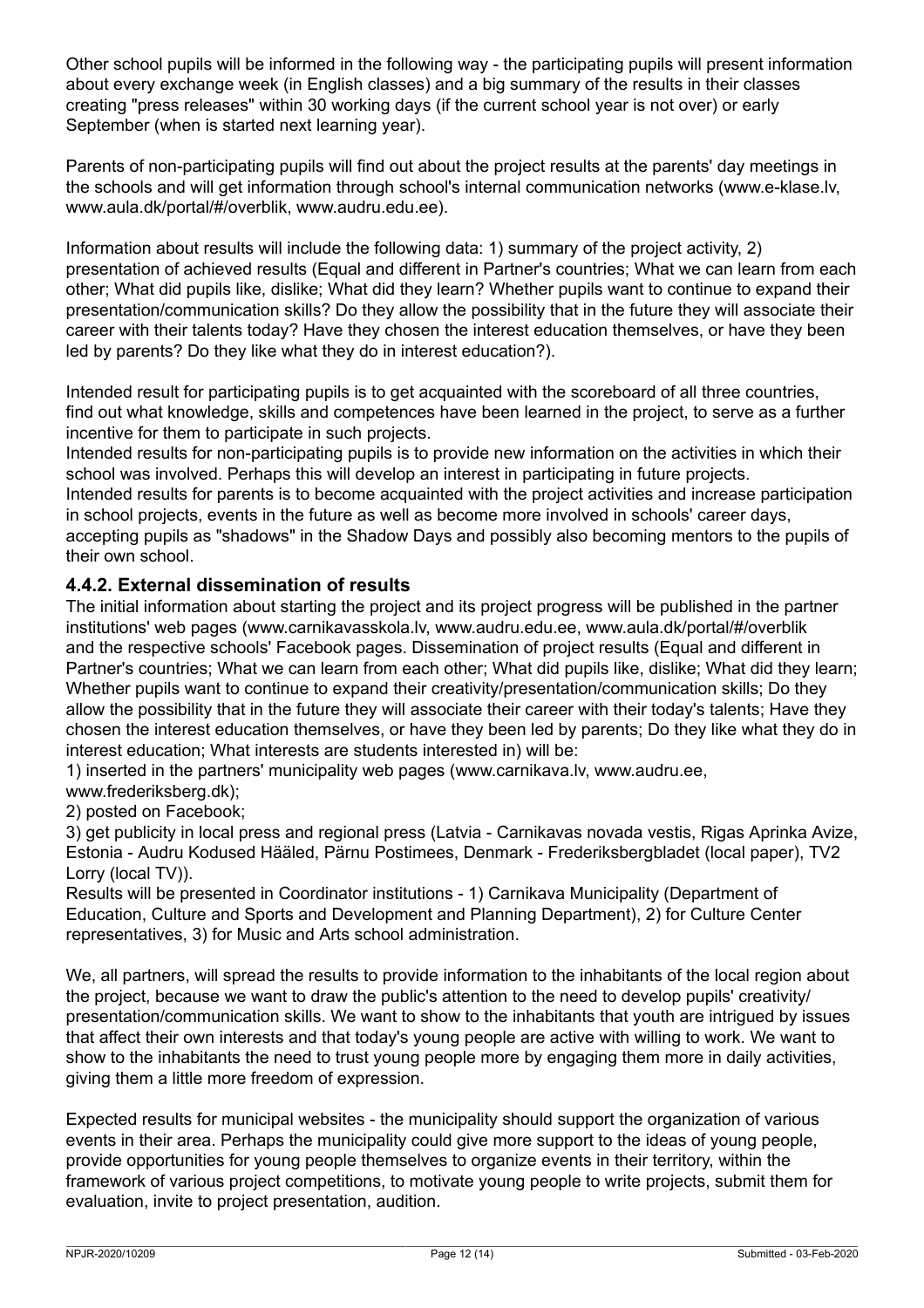Other school pupils will be informed in the following way - the participating pupils will present information about every exchange week (in English classes) and a big summary of the results in their classes creating "press releases" within 30 working days (if the current school year is not over) or early September (when is started next learning year).

Parents of non-participating pupils will find out about the project results at the parents' day meetings in the schools and will get information through school's internal communication networks (www.e-klase.lv, www.aula.dk/portal/#/overblik, www.audru.edu.ee).

Information about results will include the following data: 1) summary of the project activity, 2) presentation of achieved results (Equal and different in Partner's countries; What we can learn from each other; What did pupils like, dislike; What did they learn? Whether pupils want to continue to expand their presentation/communication skills? Do they allow the possibility that in the future they will associate their career with their talents today? Have they chosen the interest education themselves, or have they been led by parents? Do they like what they do in interest education?).

Intended result for participating pupils is to get acquainted with the scoreboard of all three countries, find out what knowledge, skills and competences have been learned in the project, to serve as a further incentive for them to participate in such projects.
Intended results for non-participating pupils is to provide new information on the activities in which their school was involved. Perhaps this will develop an interest in participating in future projects.
Intended results for parents is to become acquainted with the project activities and increase participation in school projects, events in the future as well as become more involved in schools' career days, accepting pupils as "shadows" in the Shadow Days and possibly also becoming mentors to the pupils of their own school.

### 4.4.2. External dissemination of results

The initial information about starting the project and its project progress will be published in the partner institutions' web pages (www.carnikavasskola.lv, www.audru.edu.ee, www.aula.dk/portal/#/overblik and the respective schools' Facebook pages. Dissemination of project results (Equal and different in Partner's countries; What we can learn from each other; What did pupils like, dislike; What did they learn; Whether pupils want to continue to expand their creativity/presentation/communication skills; Do they allow the possibility that in the future they will associate their career with their today's talents; Have they chosen the interest education themselves, or have they been led by parents; Do they like what they do in interest education; What interests are students interested in) will be:
1) inserted in the partners' municipality web pages (www.carnikava.lv, www.audru.ee, www.frederiksberg.dk);
2) posted on Facebook;
3) get publicity in local press and regional press (Latvia - Carnikavas novada vestis, Rigas Aprinka Avize, Estonia - Audru Kodused Hääled, Pärnu Postimees, Denmark - Frederiksbergbladet (local paper), TV2 Lorry (local TV)).
Results will be presented in Coordinator institutions - 1) Carnikava Municipality (Department of Education, Culture and Sports and Development and Planning Department), 2) for Culture Center representatives, 3) for Music and Arts school administration.

We, all partners, will spread the results to provide information to the inhabitants of the local region about the project, because we want to draw the public's attention to the need to develop pupils' creativity/ presentation/communication skills. We want to show to the inhabitants that youth are intrigued by issues that affect their own interests and that today's young people are active with willing to work. We want to show to the inhabitants the need to trust young people more by engaging them more in daily activities, giving them a little more freedom of expression.

Expected results for municipal websites - the municipality should support the organization of various events in their area. Perhaps the municipality could give more support to the ideas of young people, provide opportunities for young people themselves to organize events in their territory, within the framework of various project competitions, to motivate young people to write projects, submit them for evaluation, invite to project presentation, audition.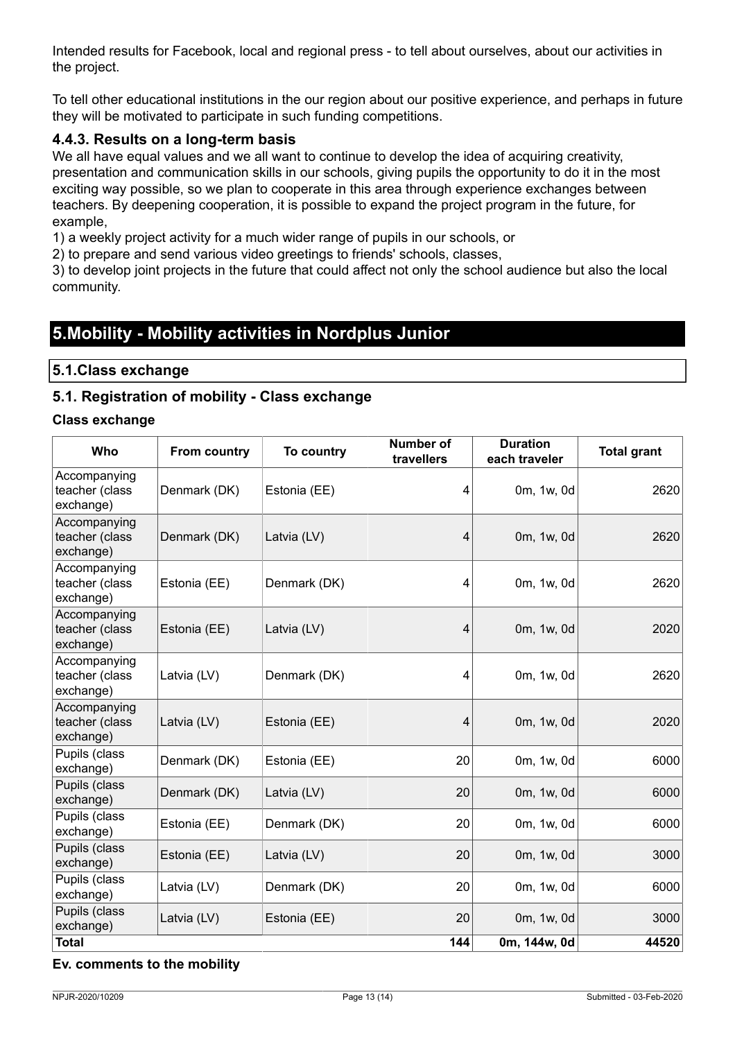Intended results for Facebook, local and regional press - to tell about ourselves, about our activities in the project.

To tell other educational institutions in the our region about our positive experience, and perhaps in future they will be motivated to participate in such funding competitions.

### 4.4.3. Results on a long-term basis

We all have equal values and we all want to continue to develop the idea of acquiring creativity, presentation and communication skills in our schools, giving pupils the opportunity to do it in the most exciting way possible, so we plan to cooperate in this area through experience exchanges between teachers. By deepening cooperation, it is possible to expand the project program in the future, for example,

1) a weekly project activity for a much wider range of pupils in our schools, or
2) to prepare and send various video greetings to friends' schools, classes,
3) to develop joint projects in the future that could affect not only the school audience but also the local community.

# 5.Mobility - Mobility activities in Nordplus Junior

## 5.1.Class exchange

### 5.1. Registration of mobility - Class exchange

**Class exchange**

| Who | From country | To country | Number of travellers | Duration each traveler | Total grant |
|---|---|---|---|---|---|
| Accompanying teacher (class exchange) | Denmark (DK) | Estonia (EE) | 4 | 0m, 1w, 0d | 2620 |
| Accompanying teacher (class exchange) | Denmark (DK) | Latvia (LV) | 4 | 0m, 1w, 0d | 2620 |
| Accompanying teacher (class exchange) | Estonia (EE) | Denmark (DK) | 4 | 0m, 1w, 0d | 2620 |
| Accompanying teacher (class exchange) | Estonia (EE) | Latvia (LV) | 4 | 0m, 1w, 0d | 2020 |
| Accompanying teacher (class exchange) | Latvia (LV) | Denmark (DK) | 4 | 0m, 1w, 0d | 2620 |
| Accompanying teacher (class exchange) | Latvia (LV) | Estonia (EE) | 4 | 0m, 1w, 0d | 2020 |
| Pupils (class exchange) | Denmark (DK) | Estonia (EE) | 20 | 0m, 1w, 0d | 6000 |
| Pupils (class exchange) | Denmark (DK) | Latvia (LV) | 20 | 0m, 1w, 0d | 6000 |
| Pupils (class exchange) | Estonia (EE) | Denmark (DK) | 20 | 0m, 1w, 0d | 6000 |
| Pupils (class exchange) | Estonia (EE) | Latvia (LV) | 20 | 0m, 1w, 0d | 3000 |
| Pupils (class exchange) | Latvia (LV) | Denmark (DK) | 20 | 0m, 1w, 0d | 6000 |
| Pupils (class exchange) | Latvia (LV) | Estonia (EE) | 20 | 0m, 1w, 0d | 3000 |
| **Total** | | | **144** | **0m, 144w, 0d** | **44520** |

**Ev. comments to the mobility**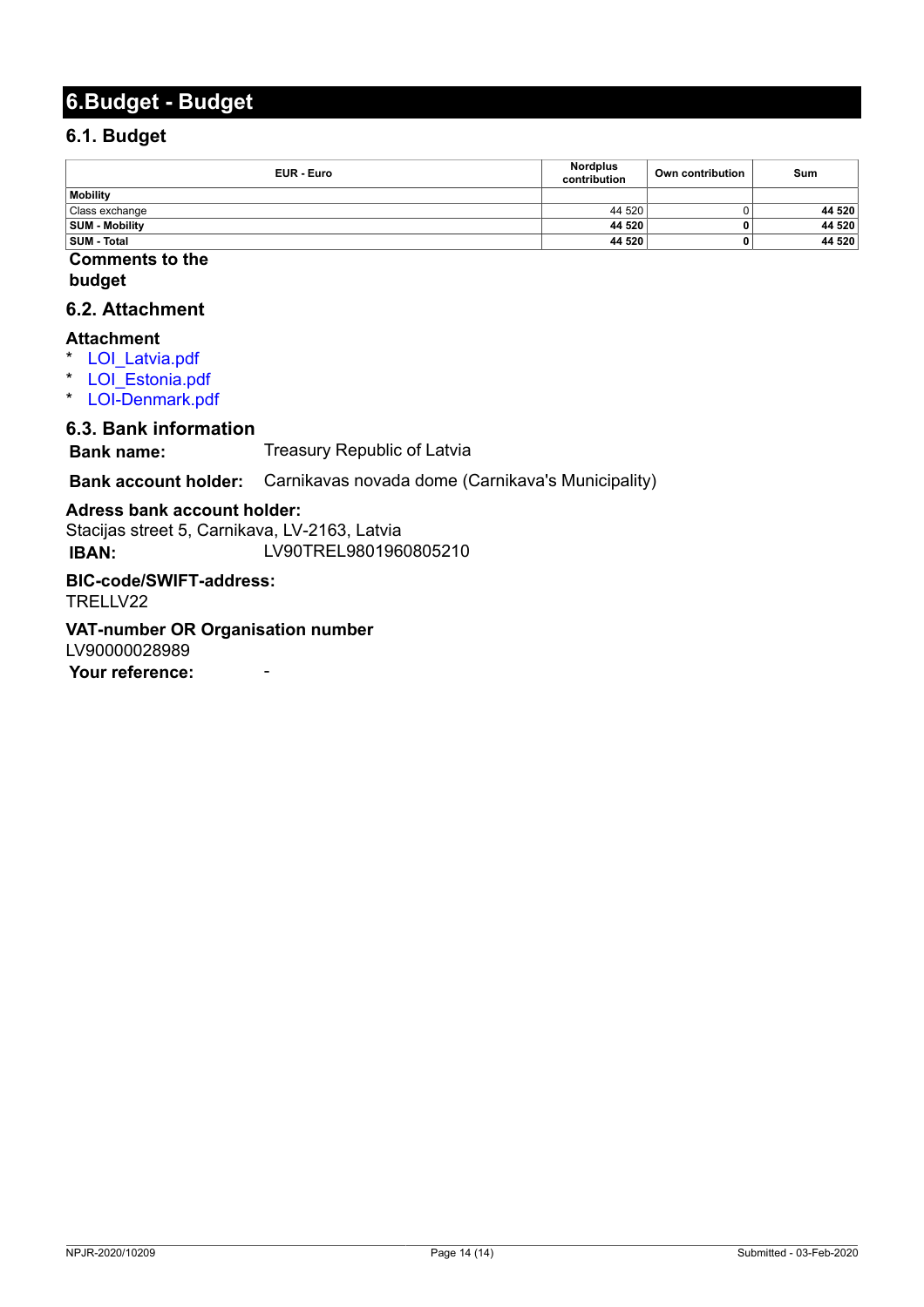# 6.Budget - Budget

## 6.1. Budget

| EUR - Euro | Nordplus contribution | Own contribution | Sum |
|---|---|---|---|
| **Mobility** | | | |
| Class exchange | 44 520 | 0 | **44 520** |
| **SUM - Mobility** | **44 520** | **0** | **44 520** |
| **SUM - Total** | **44 520** | **0** | **44 520** |

**Comments to the budget**

## 6.2. Attachment

**Attachment**

* LOI_Latvia.pdf
* LOI_Estonia.pdf
* LOI-Denmark.pdf

## 6.3. Bank information

**Bank name:** Treasury Republic of Latvia

**Bank account holder:** Carnikavas novada dome (Carnikava's Municipality)

**Adress bank account holder:**
Stacijas street 5, Carnikava, LV-2163, Latvia

**IBAN:** LV90TREL9801960805210

**BIC-code/SWIFT-address:**
TRELLV22

**VAT-number OR Organisation number**
LV90000028989

**Your reference:** -